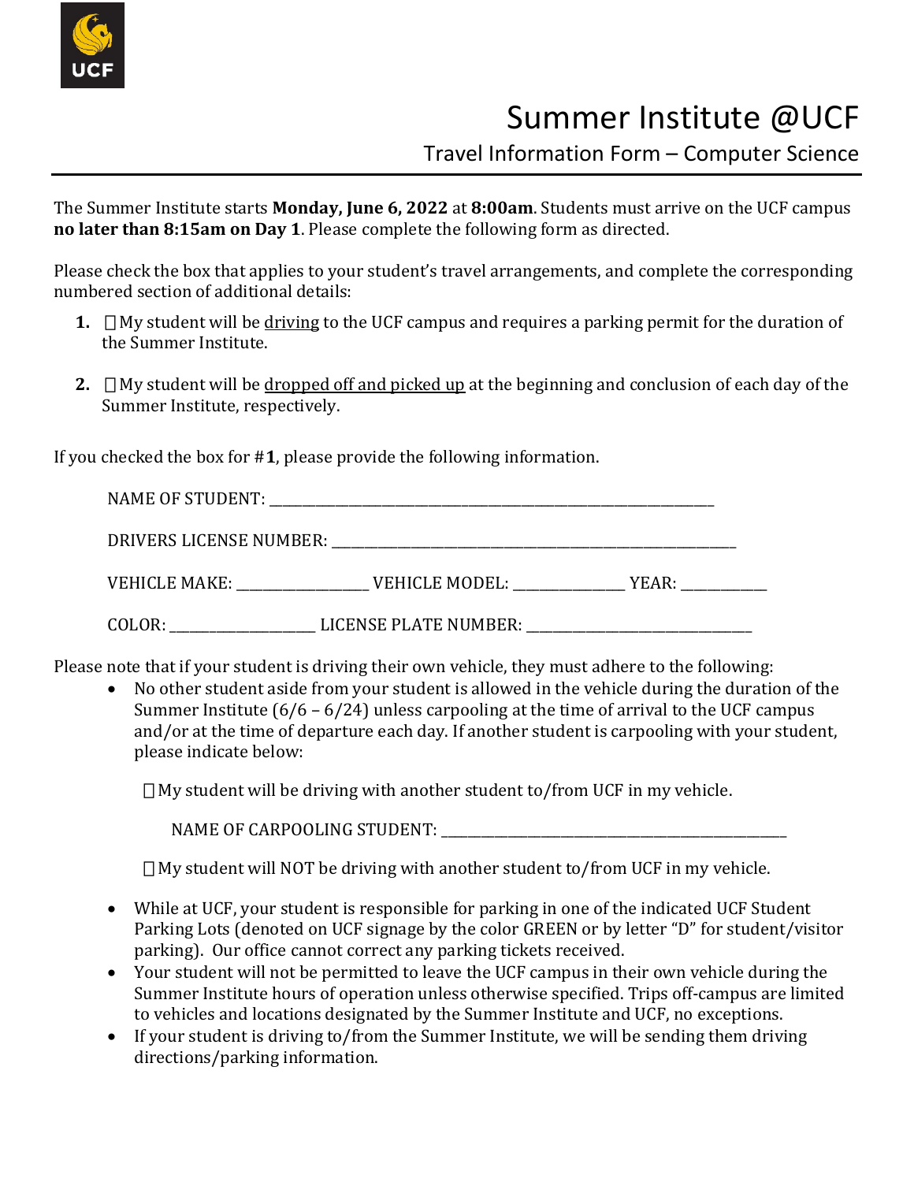# Summer Institute @UCF

## Travel Information Form – Computer Science

The Summer Institute starts **Monday, June 6, 2022** at **8:00am**. Students must arrive on the UCF campus **no later than 8:15am on Day 1**. Please complete the following form as directed.

Please check the box that applies to your student's travel arrangements, and complete the corresponding numbered section of additional details:

1. ☐ My student will be driving to the UCF campus and requires a parking permit for the duration of the Summer Institute.

2. ☐ My student will be dropped off and picked up at the beginning and conclusion of each day of the Summer Institute, respectively.

If you checked the box for #**1**, please provide the following information.

NAME OF STUDENT: ____________________________________________

DRIVERS LICENSE NUMBER: ____________________________________________

VEHICLE MAKE: ______________ VEHICLE MODEL: ____________ YEAR: _________

COLOR: ________________ LICENSE PLATE NUMBER: _________________________

Please note that if your student is driving their own vehicle, they must adhere to the following:

- No other student aside from your student is allowed in the vehicle during the duration of the Summer Institute (6/6 – 6/24) unless carpooling at the time of arrival to the UCF campus and/or at the time of departure each day. If another student is carpooling with your student, please indicate below:

  ☐ My student will be driving with another student to/from UCF in my vehicle.

  NAME OF CARPOOLING STUDENT: ______________________________________

  ☐ My student will NOT be driving with another student to/from UCF in my vehicle.

- While at UCF, your student is responsible for parking in one of the indicated UCF Student Parking Lots (denoted on UCF signage by the color GREEN or by letter "D" for student/visitor parking). Our office cannot correct any parking tickets received.
- Your student will not be permitted to leave the UCF campus in their own vehicle during the Summer Institute hours of operation unless otherwise specified. Trips off-campus are limited to vehicles and locations designated by the Summer Institute and UCF, no exceptions.
- If your student is driving to/from the Summer Institute, we will be sending them driving directions/parking information.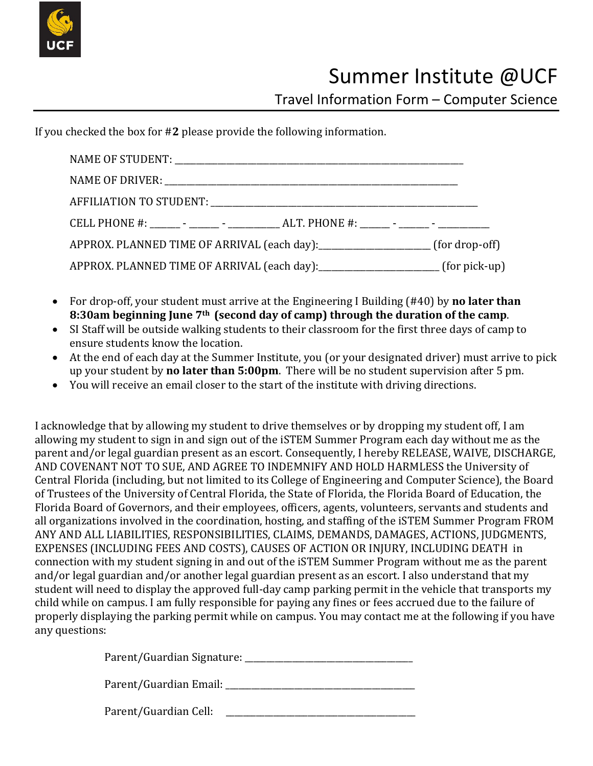# Summer Institute @UCF

## Travel Information Form – Computer Science

If you checked the box for #**2** please provide the following information.

NAME OF STUDENT: ___________________________________________________________

NAME OF DRIVER: ___________________________________________________________

AFFILIATION TO STUDENT: _____________________________________________________

CELL PHONE #: ______ - ______ - __________ ALT. PHONE #: ______ - ______ - __________

APPROX. PLANNED TIME OF ARRIVAL (each day):_______________________ (for drop-off)

APPROX. PLANNED TIME OF ARRIVAL (each day):_________________________ (for pick-up)

- For drop-off, your student must arrive at the Engineering I Building (#40) by **no later than 8:30am beginning June 7th (second day of camp) through the duration of the camp**.
- SI Staff will be outside walking students to their classroom for the first three days of camp to ensure students know the location.
- At the end of each day at the Summer Institute, you (or your designated driver) must arrive to pick up your student by **no later than 5:00pm**. There will be no student supervision after 5 pm.
- You will receive an email closer to the start of the institute with driving directions.

I acknowledge that by allowing my student to drive themselves or by dropping my student off, I am allowing my student to sign in and sign out of the iSTEM Summer Program each day without me as the parent and/or legal guardian present as an escort. Consequently, I hereby RELEASE, WAIVE, DISCHARGE, AND COVENANT NOT TO SUE, AND AGREE TO INDEMNIFY AND HOLD HARMLESS the University of Central Florida (including, but not limited to its College of Engineering and Computer Science), the Board of Trustees of the University of Central Florida, the State of Florida, the Florida Board of Education, the Florida Board of Governors, and their employees, officers, agents, volunteers, servants and students and all organizations involved in the coordination, hosting, and staffing of the iSTEM Summer Program FROM ANY AND ALL LIABILITIES, RESPONSIBILITIES, CLAIMS, DEMANDS, DAMAGES, ACTIONS, JUDGMENTS, EXPENSES (INCLUDING FEES AND COSTS), CAUSES OF ACTION OR INJURY, INCLUDING DEATH in connection with my student signing in and out of the iSTEM Summer Program without me as the parent and/or legal guardian and/or another legal guardian present as an escort. I also understand that my student will need to display the approved full-day camp parking permit in the vehicle that transports my child while on campus. I am fully responsible for paying any fines or fees accrued due to the failure of properly displaying the parking permit while on campus. You may contact me at the following if you have any questions:

Parent/Guardian Signature: ___________________________________

Parent/Guardian Email: _______________________________________

Parent/Guardian Cell: _______________________________________